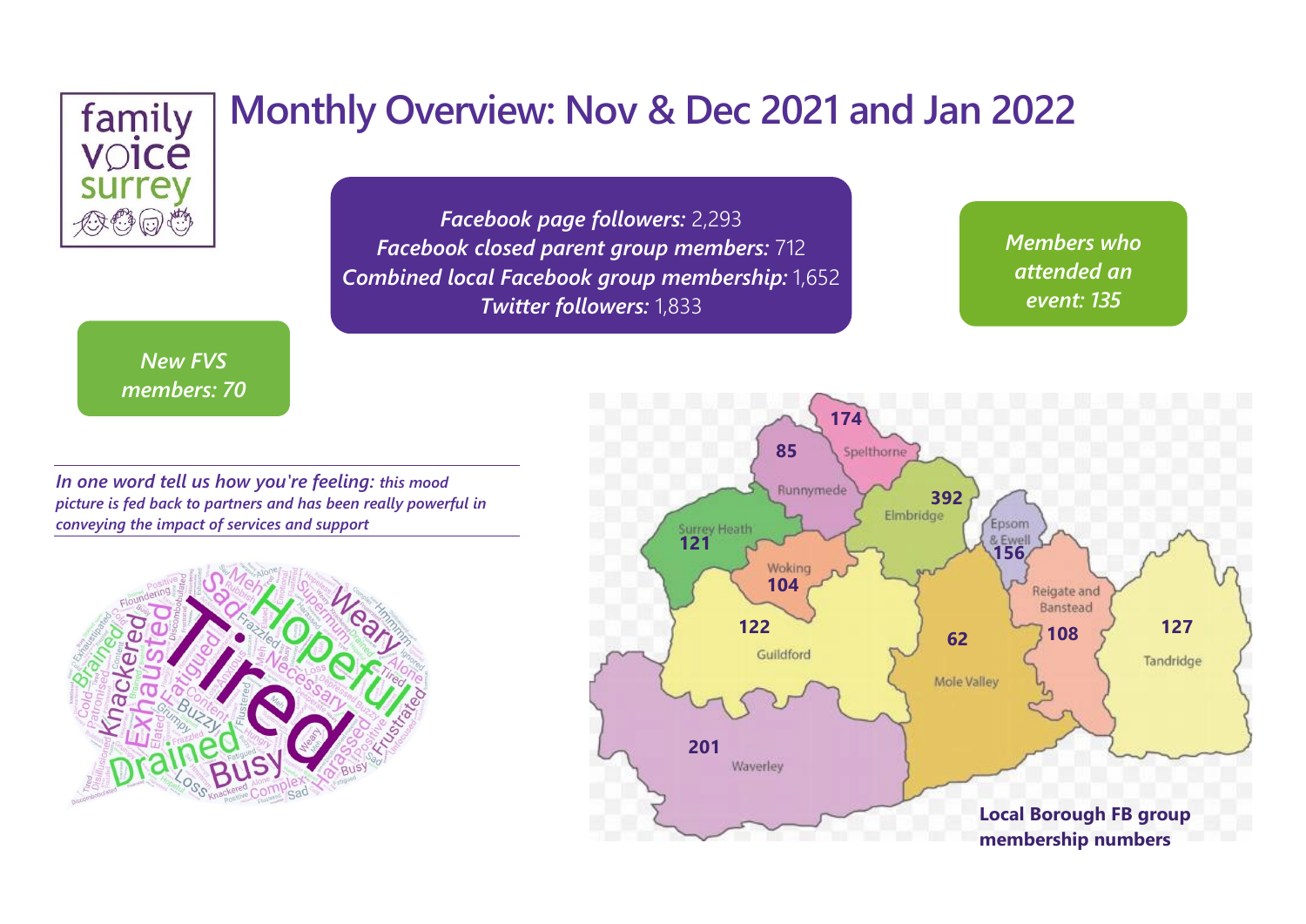# Monthly Overview: Nov & Dec 2021 and Jan 2022

*Facebook page followers:* 2,293
*Facebook closed parent group members:* 712
*Combined local Facebook group membership:* 1,652
*Twitter followers:* 1,833

*Members who attended an event: 135*

*New FVS members: 70*

*In one word tell us how you're feeling:* ***this mood picture is fed back to partners and has been really powerful in conveying the impact of services and support***

**Local Borough FB group membership numbers**

| Borough | Members |
| --- | --- |
| Spelthorne | 174 |
| Runnymede | 85 |
| Elmbridge | 392 |
| Surrey Heath | 121 |
| Epsom & Ewell | 156 |
| Woking | 104 |
| Guildford | 122 |
| Mole Valley | 62 |
| Reigate and Banstead | 108 |
| Tandridge | 127 |
| Waverley | 201 |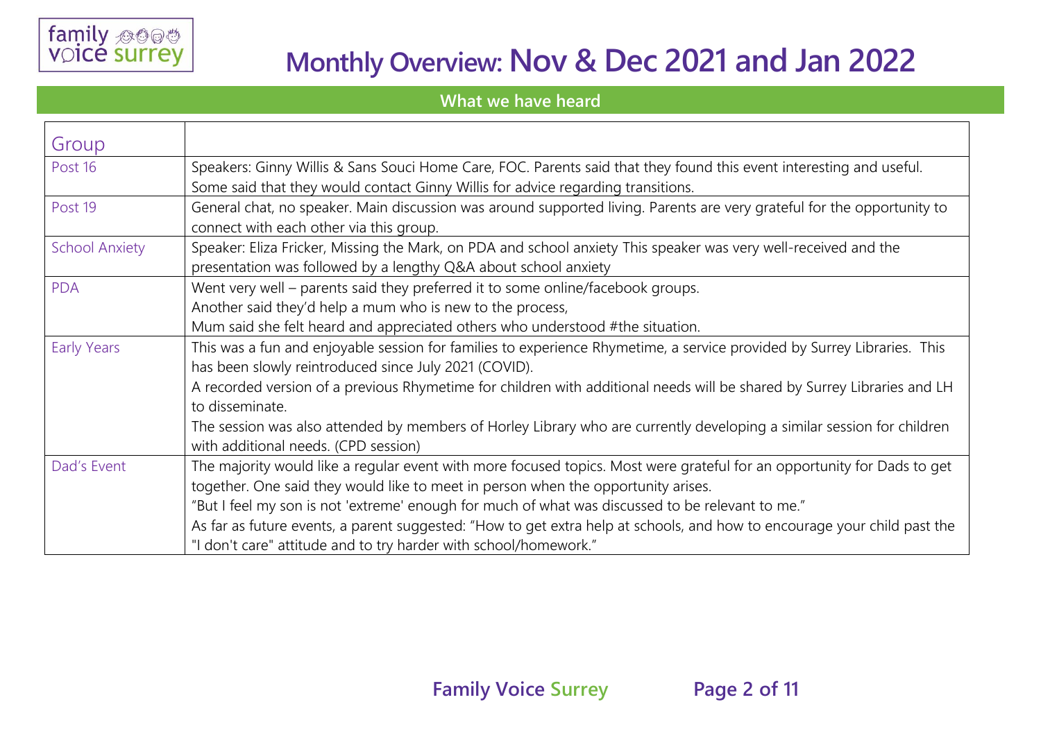# Monthly Overview: Nov & Dec 2021 and Jan 2022

## What we have heard

| Group | |
|---|---|
| Post 16 | Speakers: Ginny Willis & Sans Souci Home Care, FOC. Parents said that they found this event interesting and useful. Some said that they would contact Ginny Willis for advice regarding transitions. |
| Post 19 | General chat, no speaker. Main discussion was around supported living. Parents are very grateful for the opportunity to connect with each other via this group. |
| School Anxiety | Speaker: Eliza Fricker, Missing the Mark, on PDA and school anxiety This speaker was very well-received and the presentation was followed by a lengthy Q&A about school anxiety |
| PDA | Went very well – parents said they preferred it to some online/facebook groups.<br>Another said they'd help a mum who is new to the process,<br>Mum said she felt heard and appreciated others who understood #the situation. |
| Early Years | This was a fun and enjoyable session for families to experience Rhymetime, a service provided by Surrey Libraries. This has been slowly reintroduced since July 2021 (COVID).<br>A recorded version of a previous Rhymetime for children with additional needs will be shared by Surrey Libraries and LH to disseminate.<br>The session was also attended by members of Horley Library who are currently developing a similar session for children with additional needs. (CPD session) |
| Dad's Event | The majority would like a regular event with more focused topics. Most were grateful for an opportunity for Dads to get together. One said they would like to meet in person when the opportunity arises.<br>"But I feel my son is not 'extreme' enough for much of what was discussed to be relevant to me."<br>As far as future events, a parent suggested: "How to get extra help at schools, and how to encourage your child past the "I don't care" attitude and to try harder with school/homework." |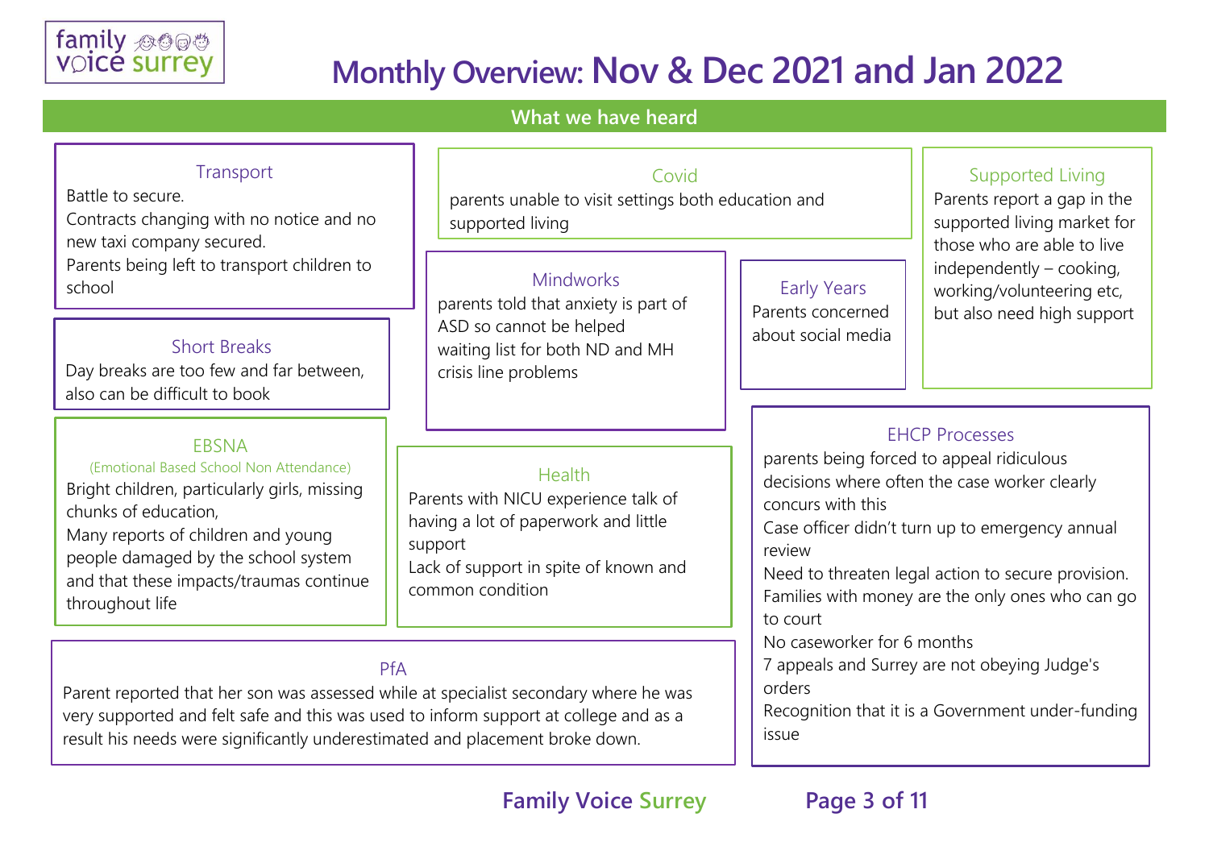# Monthly Overview: Nov & Dec 2021 and Jan 2022

## What we have heard

### Transport

Battle to secure.

Contracts changing with no notice and no new taxi company secured.

Parents being left to transport children to school

### Short Breaks

Day breaks are too few and far between, also can be difficult to book

### EBSNA

(Emotional Based School Non Attendance)

Bright children, particularly girls, missing chunks of education,

Many reports of children and young people damaged by the school system and that these impacts/traumas continue throughout life

### Covid

parents unable to visit settings both education and supported living

### Mindworks

parents told that anxiety is part of ASD so cannot be helped

waiting list for both ND and MH

crisis line problems

### Early Years

Parents concerned about social media

### Supported Living

Parents report a gap in the supported living market for those who are able to live independently – cooking, working/volunteering etc, but also need high support

### Health

Parents with NICU experience talk of having a lot of paperwork and little support

Lack of support in spite of known and common condition

### EHCP Processes

parents being forced to appeal ridiculous decisions where often the case worker clearly concurs with this

Case officer didn't turn up to emergency annual review

Need to threaten legal action to secure provision.

Families with money are the only ones who can go to court

No caseworker for 6 months

7 appeals and Surrey are not obeying Judge's orders

Recognition that it is a Government under-funding issue

### PfA

Parent reported that her son was assessed while at specialist secondary where he was very supported and felt safe and this was used to inform support at college and as a result his needs were significantly underestimated and placement broke down.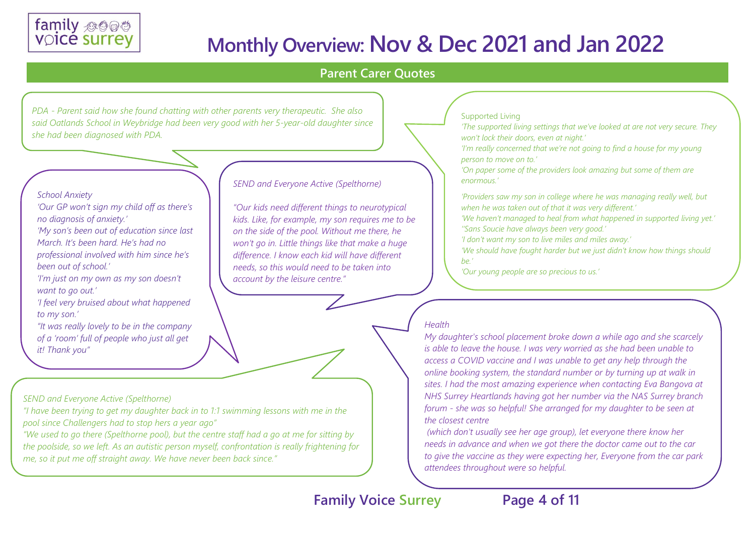# Monthly Overview: Nov & Dec 2021 and Jan 2022

## Parent Carer Quotes

*PDA - Parent said how she found chatting with other parents very therapeutic. She also said Oatlands School in Weybridge had been very good with her 5-year-old daughter since she had been diagnosed with PDA.*

*School Anxiety*

*'Our GP won't sign my child off as there's no diagnosis of anxiety.'*

*'My son's been out of education since last March. It's been hard. He's had no professional involved with him since he's been out of school.'*

*'I'm just on my own as my son doesn't want to go out.'*

*'I feel very bruised about what happened to my son.'*

*"It was really lovely to be in the company of a 'room' full of people who just all get it! Thank you"*

*SEND and Everyone Active (Spelthorne)*

*"Our kids need different things to neurotypical kids. Like, for example, my son requires me to be on the side of the pool. Without me there, he won't go in. Little things like that make a huge difference. I know each kid will have different needs, so this would need to be taken into account by the leisure centre."*

*SEND and Everyone Active (Spelthorne)*

*"I have been trying to get my daughter back in to 1:1 swimming lessons with me in the pool since Challengers had to stop hers a year ago"*

*"We used to go there (Spelthorne pool), but the centre staff had a go at me for sitting by the poolside, so we left. As an autistic person myself, confrontation is really frightening for me, so it put me off straight away. We have never been back since."*

Supported Living

*'The supported living settings that we've looked at are not very secure. They won't lock their doors, even at night.'*

*'I'm really concerned that we're not going to find a house for my young person to move on to.'*

*'On paper some of the providers look amazing but some of them are enormous.'*

*'Providers saw my son in college where he was managing really well, but when he was taken out of that it was very different.'*

*'We haven't managed to heal from what happened in supported living yet.'*

*''Sans Soucie have always been very good.'*

*'I don't want my son to live miles and miles away.'*

*'We should have fought harder but we just didn't know how things should be.'*

*'Our young people are so precious to us.'*

*Health*

*My daughter's school placement broke down a while ago and she scarcely is able to leave the house. I was very worried as she had been unable to access a COVID vaccine and I was unable to get any help through the online booking system, the standard number or by turning up at walk in sites. I had the most amazing experience when contacting Eva Bangova at NHS Surrey Heartlands having got her number via the NAS Surrey branch forum - she was so helpful! She arranged for my daughter to be seen at the closest centre (which don't usually see her age group), let everyone there know her needs in advance and when we got there the doctor came out to the car to give the vaccine as they were expecting her, Everyone from the car park attendees throughout were so helpful.*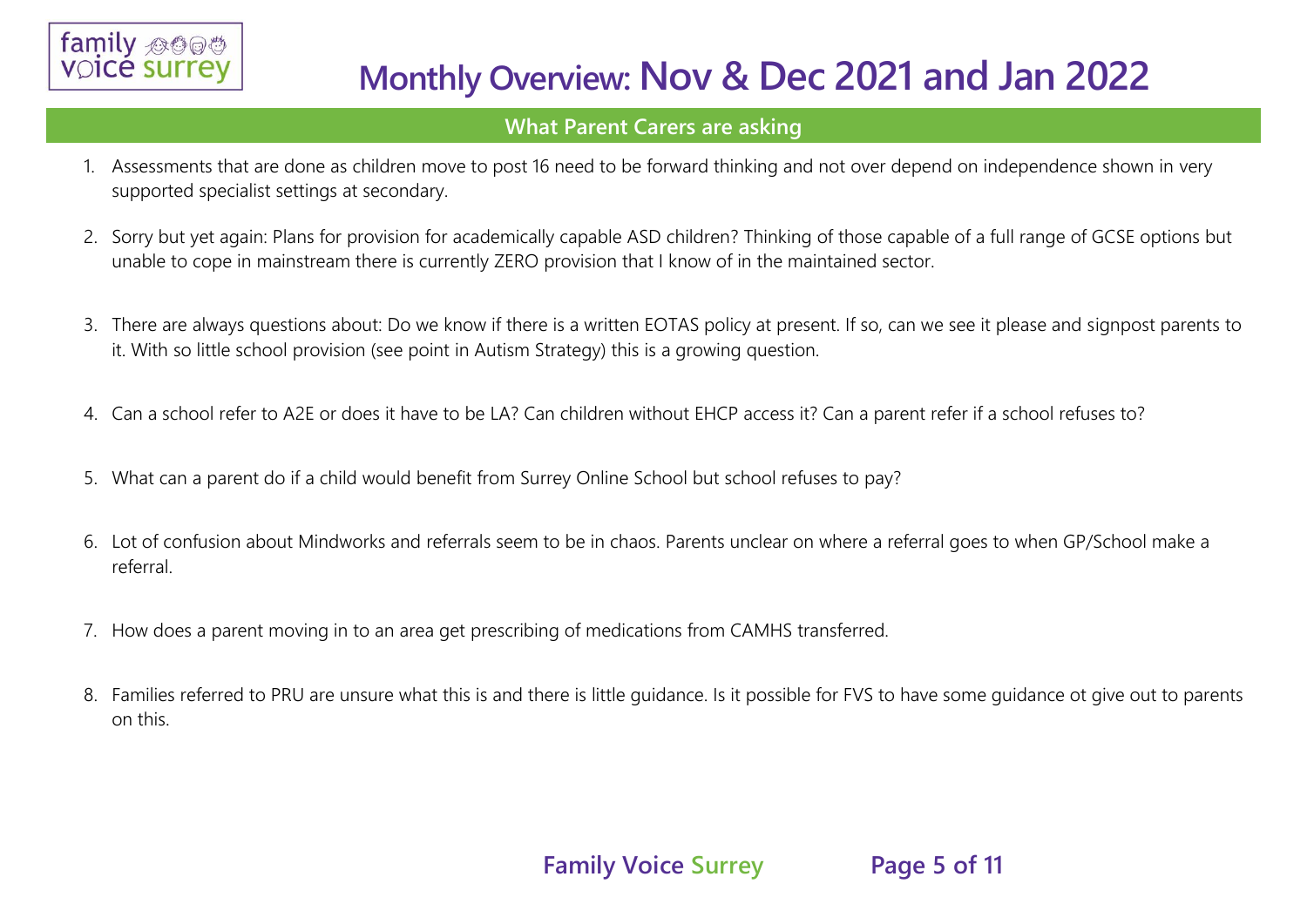# Monthly Overview: Nov & Dec 2021 and Jan 2022

## What Parent Carers are asking

1. Assessments that are done as children move to post 16 need to be forward thinking and not over depend on independence shown in very supported specialist settings at secondary.
2. Sorry but yet again: Plans for provision for academically capable ASD children? Thinking of those capable of a full range of GCSE options but unable to cope in mainstream there is currently ZERO provision that I know of in the maintained sector.
3. There are always questions about: Do we know if there is a written EOTAS policy at present. If so, can we see it please and signpost parents to it. With so little school provision (see point in Autism Strategy) this is a growing question.
4. Can a school refer to A2E or does it have to be LA? Can children without EHCP access it? Can a parent refer if a school refuses to?
5. What can a parent do if a child would benefit from Surrey Online School but school refuses to pay?
6. Lot of confusion about Mindworks and referrals seem to be in chaos. Parents unclear on where a referral goes to when GP/School make a referral.
7. How does a parent moving in to an area get prescribing of medications from CAMHS transferred.
8. Families referred to PRU are unsure what this is and there is little guidance. Is it possible for FVS to have some guidance ot give out to parents on this.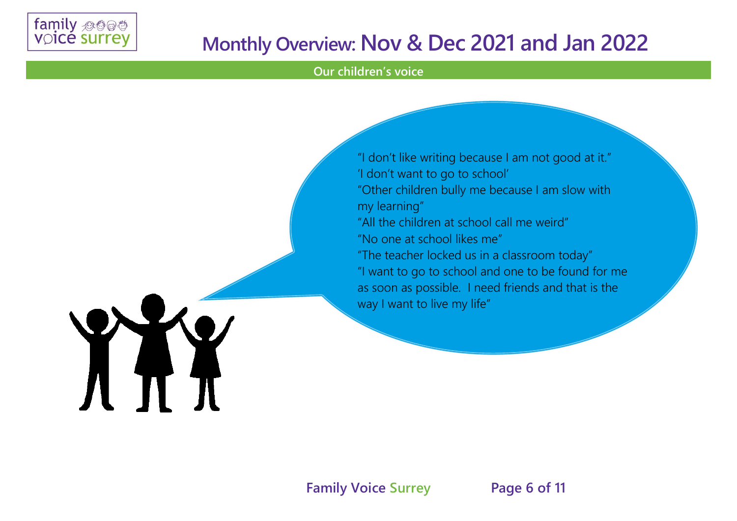# Monthly Overview: Nov & Dec 2021 and Jan 2022

## Our children's voice

"I don't like writing because I am not good at it."
'I don't want to go to school'
"Other children bully me because I am slow with my learning"
"All the children at school call me weird"
"No one at school likes me"
"The teacher locked us in a classroom today"
"I want to go to school and one to be found for me as soon as possible. I need friends and that is the way I want to live my life"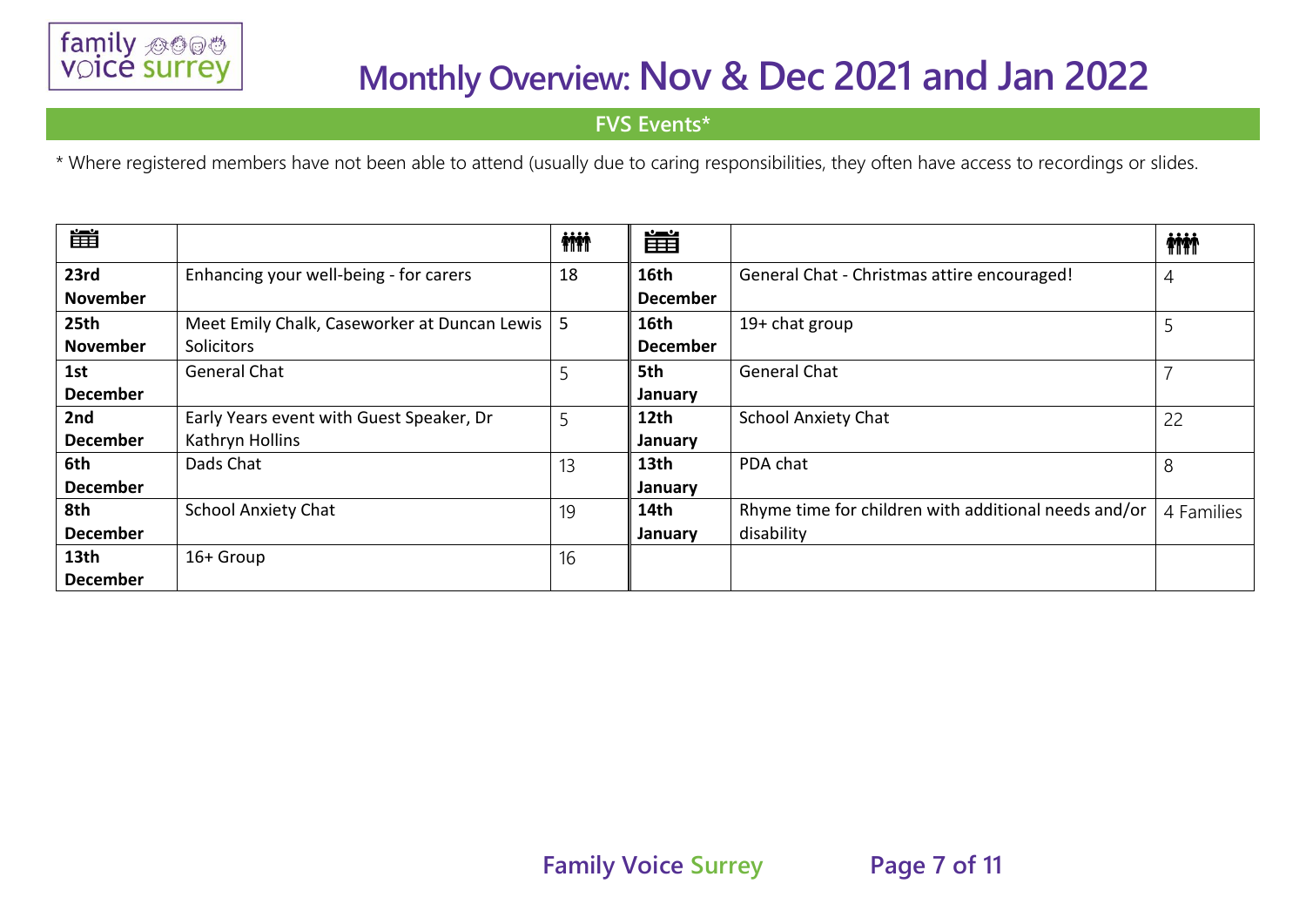# Monthly Overview: Nov & Dec 2021 and Jan 2022

## FVS Events*

* Where registered members have not been able to attend (usually due to caring responsibilities, they often have access to recordings or slides.

| 📅 | | 👪 | 📅 | | 👪 |
|---|---|---|---|---|---|
| **23rd November** | Enhancing your well-being - for carers | 18 | **16th December** | General Chat - Christmas attire encouraged! | 4 |
| **25th November** | Meet Emily Chalk, Caseworker at Duncan Lewis Solicitors | 5 | **16th December** | 19+ chat group | 5 |
| **1st December** | General Chat | 5 | **5th January** | General Chat | 7 |
| **2nd December** | Early Years event with Guest Speaker, Dr Kathryn Hollins | 5 | **12th January** | School Anxiety Chat | 22 |
| **6th December** | Dads Chat | 13 | **13th January** | PDA chat | 8 |
| **8th December** | School Anxiety Chat | 19 | **14th January** | Rhyme time for children with additional needs and/or disability | 4 Families |
| **13th December** | 16+ Group | 16 | | | |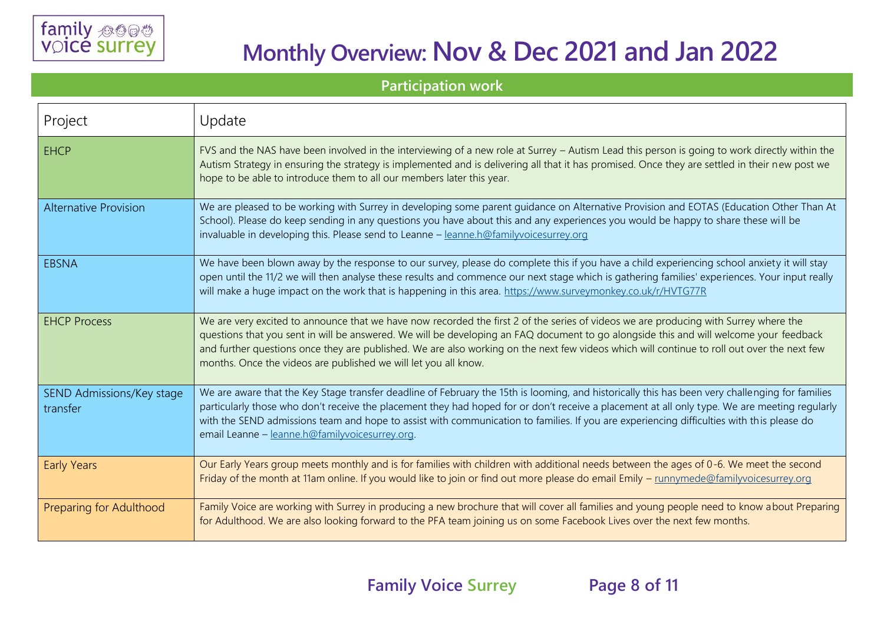# Monthly Overview: Nov & Dec 2021 and Jan 2022

## Participation work

| Project | Update |
|---|---|
| EHCP | FVS and the NAS have been involved in the interviewing of a new role at Surrey – Autism Lead this person is going to work directly within the Autism Strategy in ensuring the strategy is implemented and is delivering all that it has promised. Once they are settled in their new post we hope to be able to introduce them to all our members later this year. |
| Alternative Provision | We are pleased to be working with Surrey in developing some parent guidance on Alternative Provision and EOTAS (Education Other Than At School). Please do keep sending in any questions you have about this and any experiences you would be happy to share these will be invaluable in developing this. Please send to Leanne – leanne.h@familyvoicesurrey.org |
| EBSNA | We have been blown away by the response to our survey, please do complete this if you have a child experiencing school anxiety it will stay open until the 11/2 we will then analyse these results and commence our next stage which is gathering families' experiences. Your input really will make a huge impact on the work that is happening in this area. https://www.surveymonkey.co.uk/r/HVTG77R |
| EHCP Process | We are very excited to announce that we have now recorded the first 2 of the series of videos we are producing with Surrey where the questions that you sent in will be answered. We will be developing an FAQ document to go alongside this and will welcome your feedback and further questions once they are published. We are also working on the next few videos which will continue to roll out over the next few months. Once the videos are published we will let you all know. |
| SEND Admissions/Key stage transfer | We are aware that the Key Stage transfer deadline of February the 15th is looming, and historically this has been very challenging for families particularly those who don't receive the placement they had hoped for or don't receive a placement at all only type. We are meeting regularly with the SEND admissions team and hope to assist with communication to families. If you are experiencing difficulties with this please do email Leanne – leanne.h@familyvoicesurrey.org. |
| Early Years | Our Early Years group meets monthly and is for families with children with additional needs between the ages of 0-6. We meet the second Friday of the month at 11am online. If you would like to join or find out more please do email Emily – runnymede@familyvoicesurrey.org |
| Preparing for Adulthood | Family Voice are working with Surrey in producing a new brochure that will cover all families and young people need to know about Preparing for Adulthood. We are also looking forward to the PFA team joining us on some Facebook Lives over the next few months. |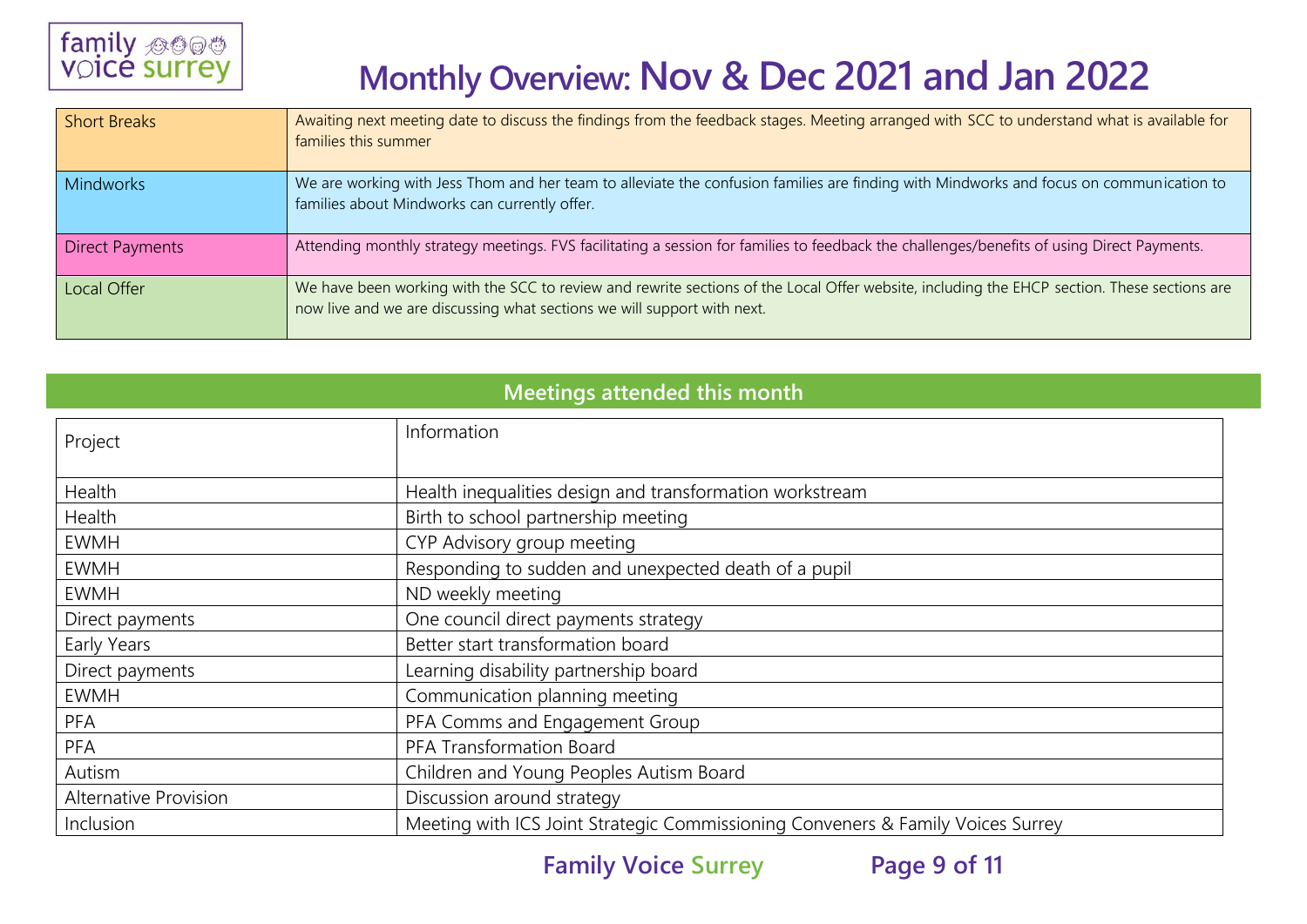# Monthly Overview: Nov & Dec 2021 and Jan 2022

| | |
|---|---|
| Short Breaks | Awaiting next meeting date to discuss the findings from the feedback stages. Meeting arranged with SCC to understand what is available for families this summer |
| Mindworks | We are working with Jess Thom and her team to alleviate the confusion families are finding with Mindworks and focus on communication to families about Mindworks can currently offer. |
| Direct Payments | Attending monthly strategy meetings. FVS facilitating a session for families to feedback the challenges/benefits of using Direct Payments. |
| Local Offer | We have been working with the SCC to review and rewrite sections of the Local Offer website, including the EHCP section. These sections are now live and we are discussing what sections we will support with next. |

## Meetings attended this month

| Project | Information |
|---|---|
| Health | Health inequalities design and transformation workstream |
| Health | Birth to school partnership meeting |
| EWMH | CYP Advisory group meeting |
| EWMH | Responding to sudden and unexpected death of a pupil |
| EWMH | ND weekly meeting |
| Direct payments | One council direct payments strategy |
| Early Years | Better start transformation board |
| Direct payments | Learning disability partnership board |
| EWMH | Communication planning meeting |
| PFA | PFA Comms and Engagement Group |
| PFA | PFA Transformation Board |
| Autism | Children and Young Peoples Autism Board |
| Alternative Provision | Discussion around strategy |
| Inclusion | Meeting with ICS Joint Strategic Commissioning Conveners & Family Voices Surrey |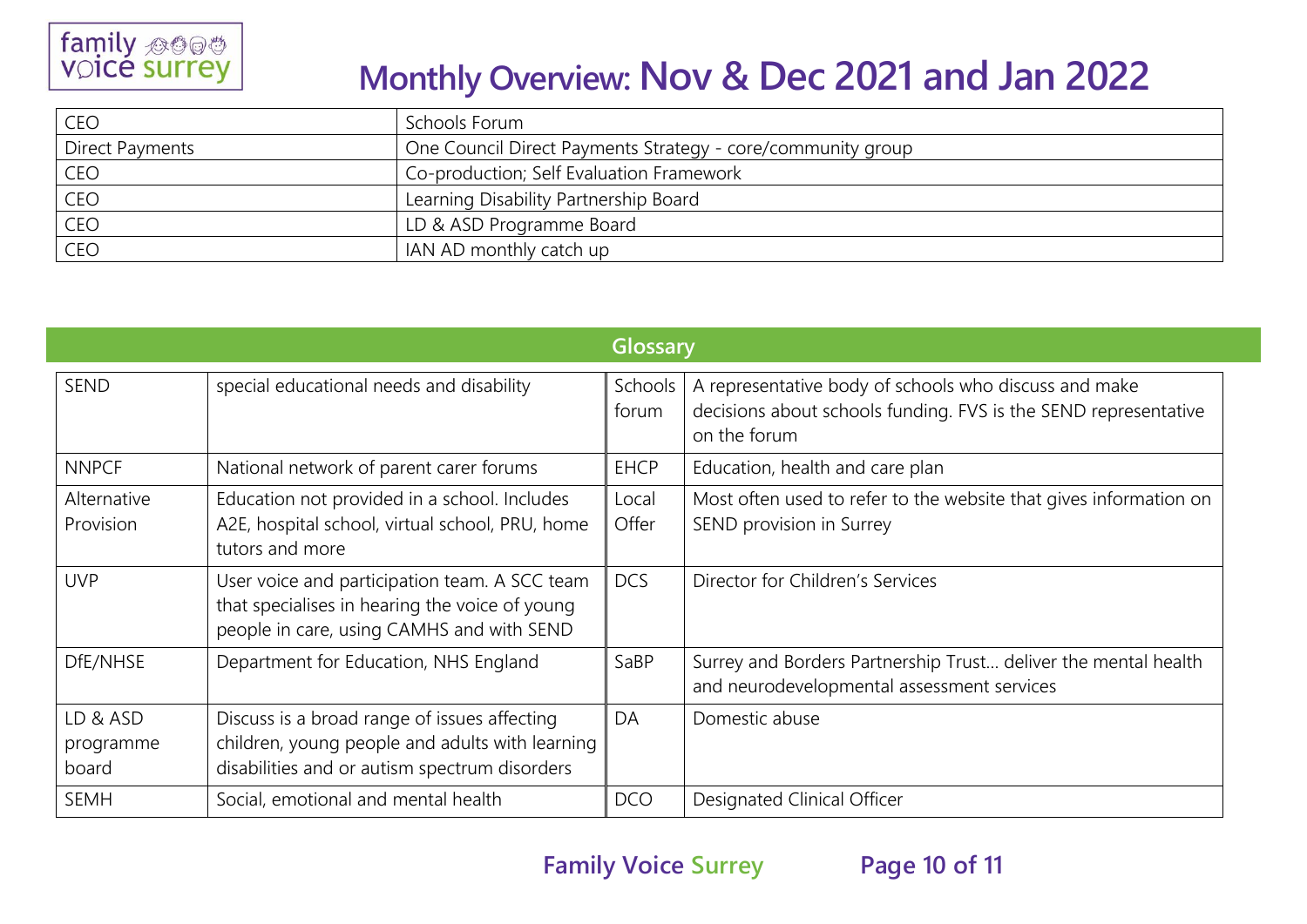# Monthly Overview: Nov & Dec 2021 and Jan 2022

| | |
|---|---|
| CEO | Schools Forum |
| Direct Payments | One Council Direct Payments Strategy - core/community group |
| CEO | Co-production; Self Evaluation Framework |
| CEO | Learning Disability Partnership Board |
| CEO | LD & ASD Programme Board |
| CEO | IAN AD monthly catch up |

## Glossary

| | | | |
|---|---|---|---|
| SEND | special educational needs and disability | Schools forum | A representative body of schools who discuss and make decisions about schools funding. FVS is the SEND representative on the forum |
| NNPCF | National network of parent carer forums | EHCP | Education, health and care plan |
| Alternative Provision | Education not provided in a school. Includes A2E, hospital school, virtual school, PRU, home tutors and more | Local Offer | Most often used to refer to the website that gives information on SEND provision in Surrey |
| UVP | User voice and participation team. A SCC team that specialises in hearing the voice of young people in care, using CAMHS and with SEND | DCS | Director for Children's Services |
| DfE/NHSE | Department for Education, NHS England | SaBP | Surrey and Borders Partnership Trust… deliver the mental health and neurodevelopmental assessment services |
| LD & ASD programme board | Discuss is a broad range of issues affecting children, young people and adults with learning disabilities and or autism spectrum disorders | DA | Domestic abuse |
| SEMH | Social, emotional and mental health | DCO | Designated Clinical Officer |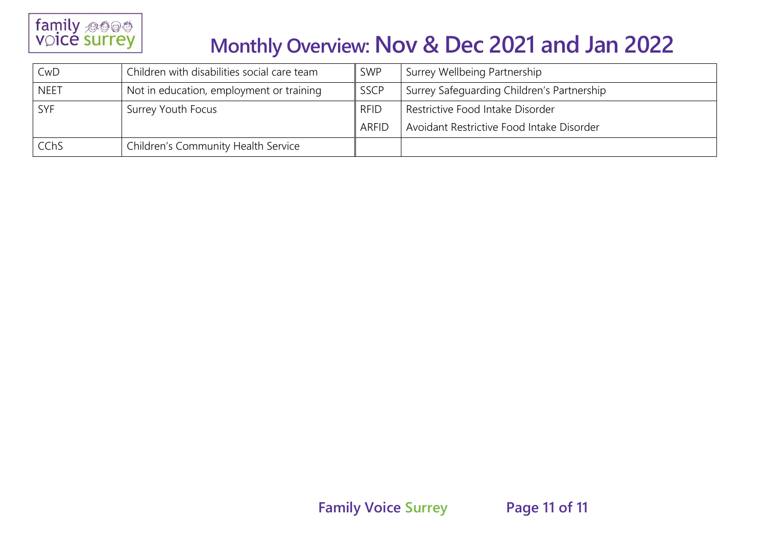| | | | |
|---|---|---|---|
| CwD | Children with disabilities social care team | SWP | Surrey Wellbeing Partnership |
| NEET | Not in education, employment or training | SSCP | Surrey Safeguarding Children's Partnership |
| SYF | Surrey Youth Focus | RFID<br>ARFID | Restrictive Food Intake Disorder<br>Avoidant Restrictive Food Intake Disorder |
| CChS | Children's Community Health Service | | |